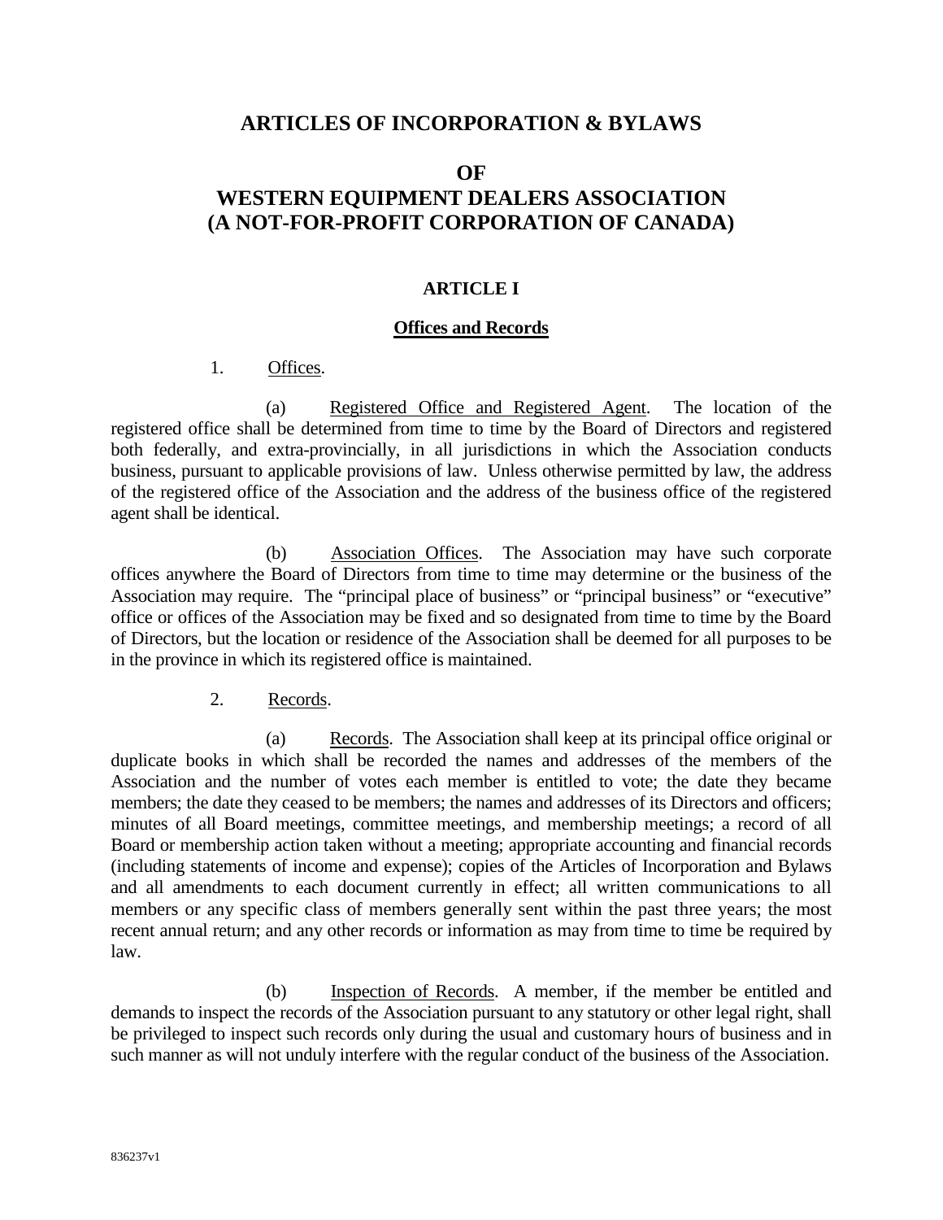# ARTICLES OF INCORPORATION & BYLAWS

# OF
# WESTERN EQUIPMENT DEALERS ASSOCIATION
# (A NOT-FOR-PROFIT CORPORATION OF CANADA)

## ARTICLE I

### Offices and Records

1. Offices.

(a) Registered Office and Registered Agent. The location of the registered office shall be determined from time to time by the Board of Directors and registered both federally, and extra-provincially, in all jurisdictions in which the Association conducts business, pursuant to applicable provisions of law. Unless otherwise permitted by law, the address of the registered office of the Association and the address of the business office of the registered agent shall be identical.

(b) Association Offices. The Association may have such corporate offices anywhere the Board of Directors from time to time may determine or the business of the Association may require. The "principal place of business" or "principal business" or "executive" office or offices of the Association may be fixed and so designated from time to time by the Board of Directors, but the location or residence of the Association shall be deemed for all purposes to be in the province in which its registered office is maintained.

2. Records.

(a) Records. The Association shall keep at its principal office original or duplicate books in which shall be recorded the names and addresses of the members of the Association and the number of votes each member is entitled to vote; the date they became members; the date they ceased to be members; the names and addresses of its Directors and officers; minutes of all Board meetings, committee meetings, and membership meetings; a record of all Board or membership action taken without a meeting; appropriate accounting and financial records (including statements of income and expense); copies of the Articles of Incorporation and Bylaws and all amendments to each document currently in effect; all written communications to all members or any specific class of members generally sent within the past three years; the most recent annual return; and any other records or information as may from time to time be required by law.

(b) Inspection of Records. A member, if the member be entitled and demands to inspect the records of the Association pursuant to any statutory or other legal right, shall be privileged to inspect such records only during the usual and customary hours of business and in such manner as will not unduly interfere with the regular conduct of the business of the Association.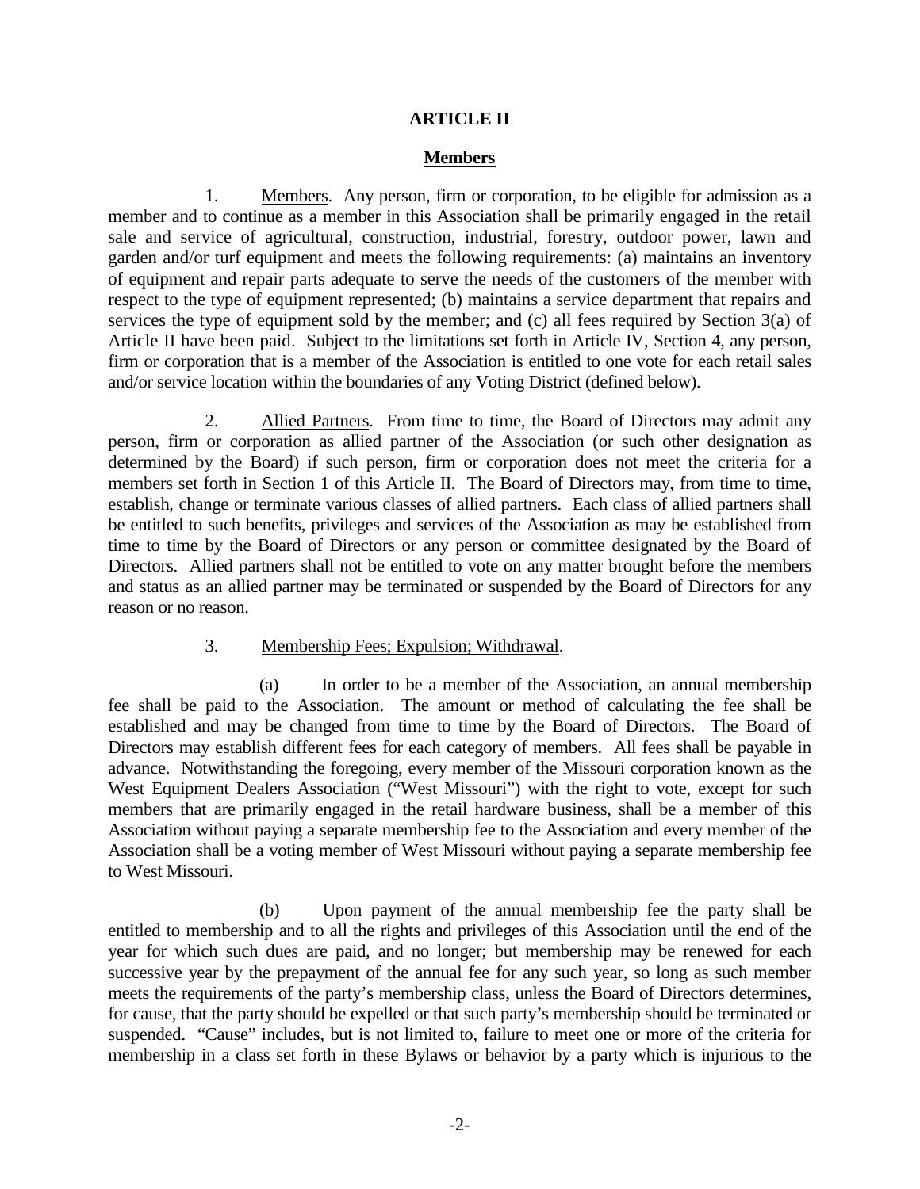## ARTICLE II

### Members

1. Members. Any person, firm or corporation, to be eligible for admission as a member and to continue as a member in this Association shall be primarily engaged in the retail sale and service of agricultural, construction, industrial, forestry, outdoor power, lawn and garden and/or turf equipment and meets the following requirements: (a) maintains an inventory of equipment and repair parts adequate to serve the needs of the customers of the member with respect to the type of equipment represented; (b) maintains a service department that repairs and services the type of equipment sold by the member; and (c) all fees required by Section 3(a) of Article II have been paid. Subject to the limitations set forth in Article IV, Section 4, any person, firm or corporation that is a member of the Association is entitled to one vote for each retail sales and/or service location within the boundaries of any Voting District (defined below).

2. Allied Partners. From time to time, the Board of Directors may admit any person, firm or corporation as allied partner of the Association (or such other designation as determined by the Board) if such person, firm or corporation does not meet the criteria for a members set forth in Section 1 of this Article II. The Board of Directors may, from time to time, establish, change or terminate various classes of allied partners. Each class of allied partners shall be entitled to such benefits, privileges and services of the Association as may be established from time to time by the Board of Directors or any person or committee designated by the Board of Directors. Allied partners shall not be entitled to vote on any matter brought before the members and status as an allied partner may be terminated or suspended by the Board of Directors for any reason or no reason.

3. Membership Fees; Expulsion; Withdrawal.

(a) In order to be a member of the Association, an annual membership fee shall be paid to the Association. The amount or method of calculating the fee shall be established and may be changed from time to time by the Board of Directors. The Board of Directors may establish different fees for each category of members. All fees shall be payable in advance. Notwithstanding the foregoing, every member of the Missouri corporation known as the West Equipment Dealers Association ("West Missouri") with the right to vote, except for such members that are primarily engaged in the retail hardware business, shall be a member of this Association without paying a separate membership fee to the Association and every member of the Association shall be a voting member of West Missouri without paying a separate membership fee to West Missouri.

(b) Upon payment of the annual membership fee the party shall be entitled to membership and to all the rights and privileges of this Association until the end of the year for which such dues are paid, and no longer; but membership may be renewed for each successive year by the prepayment of the annual fee for any such year, so long as such member meets the requirements of the party's membership class, unless the Board of Directors determines, for cause, that the party should be expelled or that such party's membership should be terminated or suspended. "Cause" includes, but is not limited to, failure to meet one or more of the criteria for membership in a class set forth in these Bylaws or behavior by a party which is injurious to the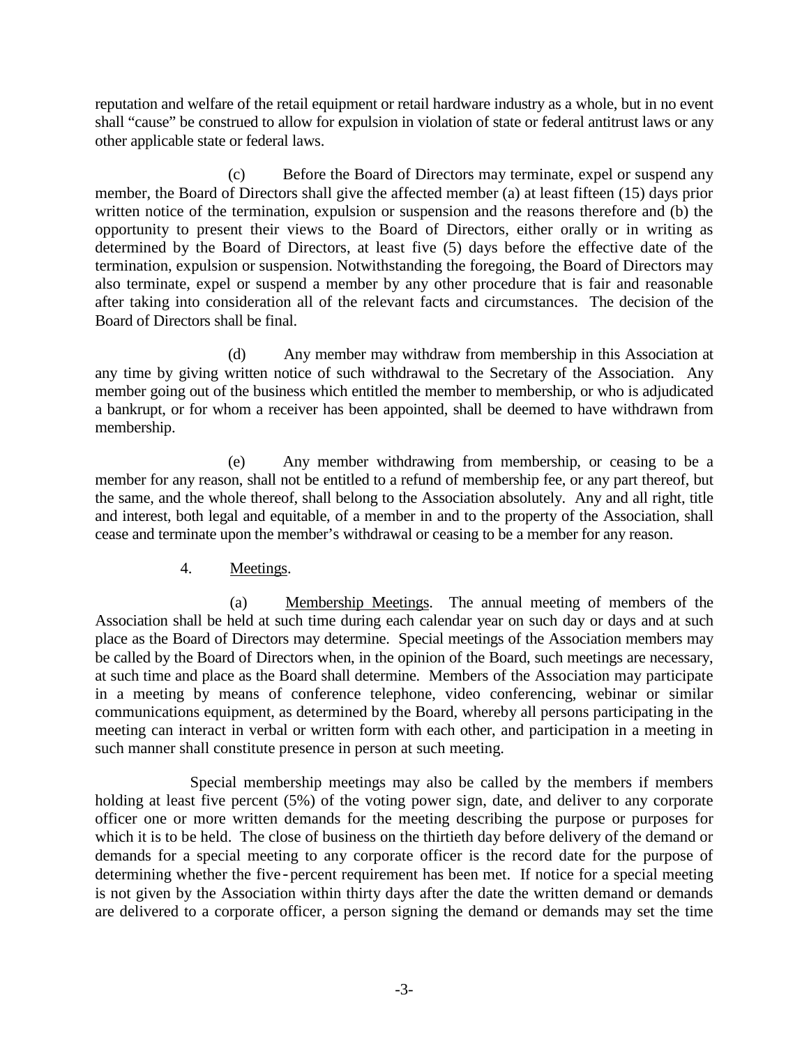reputation and welfare of the retail equipment or retail hardware industry as a whole, but in no event shall "cause" be construed to allow for expulsion in violation of state or federal antitrust laws or any other applicable state or federal laws.

(c) Before the Board of Directors may terminate, expel or suspend any member, the Board of Directors shall give the affected member (a) at least fifteen (15) days prior written notice of the termination, expulsion or suspension and the reasons therefore and (b) the opportunity to present their views to the Board of Directors, either orally or in writing as determined by the Board of Directors, at least five (5) days before the effective date of the termination, expulsion or suspension. Notwithstanding the foregoing, the Board of Directors may also terminate, expel or suspend a member by any other procedure that is fair and reasonable after taking into consideration all of the relevant facts and circumstances. The decision of the Board of Directors shall be final.

(d) Any member may withdraw from membership in this Association at any time by giving written notice of such withdrawal to the Secretary of the Association. Any member going out of the business which entitled the member to membership, or who is adjudicated a bankrupt, or for whom a receiver has been appointed, shall be deemed to have withdrawn from membership.

(e) Any member withdrawing from membership, or ceasing to be a member for any reason, shall not be entitled to a refund of membership fee, or any part thereof, but the same, and the whole thereof, shall belong to the Association absolutely. Any and all right, title and interest, both legal and equitable, of a member in and to the property of the Association, shall cease and terminate upon the member's withdrawal or ceasing to be a member for any reason.

4. Meetings.

(a) Membership Meetings. The annual meeting of members of the Association shall be held at such time during each calendar year on such day or days and at such place as the Board of Directors may determine. Special meetings of the Association members may be called by the Board of Directors when, in the opinion of the Board, such meetings are necessary, at such time and place as the Board shall determine. Members of the Association may participate in a meeting by means of conference telephone, video conferencing, webinar or similar communications equipment, as determined by the Board, whereby all persons participating in the meeting can interact in verbal or written form with each other, and participation in a meeting in such manner shall constitute presence in person at such meeting.

Special membership meetings may also be called by the members if members holding at least five percent (5%) of the voting power sign, date, and deliver to any corporate officer one or more written demands for the meeting describing the purpose or purposes for which it is to be held. The close of business on the thirtieth day before delivery of the demand or demands for a special meeting to any corporate officer is the record date for the purpose of determining whether the five-percent requirement has been met. If notice for a special meeting is not given by the Association within thirty days after the date the written demand or demands are delivered to a corporate officer, a person signing the demand or demands may set the time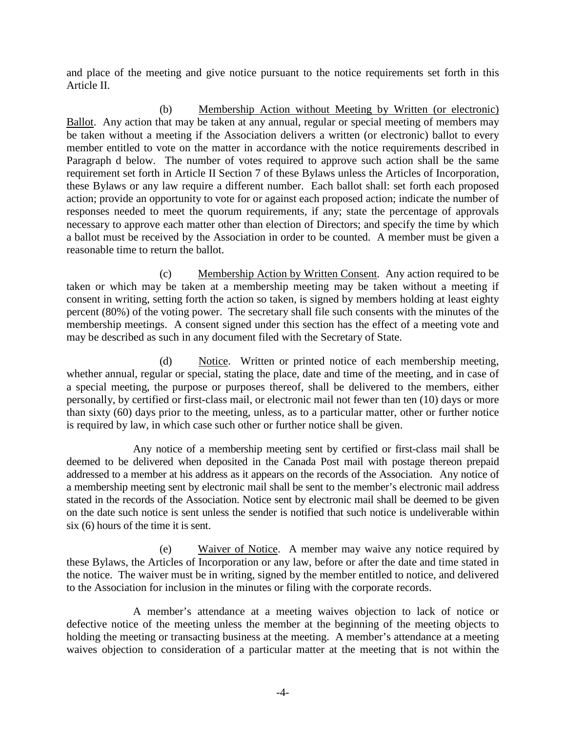and place of the meeting and give notice pursuant to the notice requirements set forth in this Article II.

(b) Membership Action without Meeting by Written (or electronic) Ballot. Any action that may be taken at any annual, regular or special meeting of members may be taken without a meeting if the Association delivers a written (or electronic) ballot to every member entitled to vote on the matter in accordance with the notice requirements described in Paragraph d below. The number of votes required to approve such action shall be the same requirement set forth in Article II Section 7 of these Bylaws unless the Articles of Incorporation, these Bylaws or any law require a different number. Each ballot shall: set forth each proposed action; provide an opportunity to vote for or against each proposed action; indicate the number of responses needed to meet the quorum requirements, if any; state the percentage of approvals necessary to approve each matter other than election of Directors; and specify the time by which a ballot must be received by the Association in order to be counted. A member must be given a reasonable time to return the ballot.

(c) Membership Action by Written Consent. Any action required to be taken or which may be taken at a membership meeting may be taken without a meeting if consent in writing, setting forth the action so taken, is signed by members holding at least eighty percent (80%) of the voting power. The secretary shall file such consents with the minutes of the membership meetings. A consent signed under this section has the effect of a meeting vote and may be described as such in any document filed with the Secretary of State.

(d) Notice. Written or printed notice of each membership meeting, whether annual, regular or special, stating the place, date and time of the meeting, and in case of a special meeting, the purpose or purposes thereof, shall be delivered to the members, either personally, by certified or first-class mail, or electronic mail not fewer than ten (10) days or more than sixty (60) days prior to the meeting, unless, as to a particular matter, other or further notice is required by law, in which case such other or further notice shall be given.

Any notice of a membership meeting sent by certified or first-class mail shall be deemed to be delivered when deposited in the Canada Post mail with postage thereon prepaid addressed to a member at his address as it appears on the records of the Association. Any notice of a membership meeting sent by electronic mail shall be sent to the member's electronic mail address stated in the records of the Association. Notice sent by electronic mail shall be deemed to be given on the date such notice is sent unless the sender is notified that such notice is undeliverable within six (6) hours of the time it is sent.

(e) Waiver of Notice. A member may waive any notice required by these Bylaws, the Articles of Incorporation or any law, before or after the date and time stated in the notice. The waiver must be in writing, signed by the member entitled to notice, and delivered to the Association for inclusion in the minutes or filing with the corporate records.

A member's attendance at a meeting waives objection to lack of notice or defective notice of the meeting unless the member at the beginning of the meeting objects to holding the meeting or transacting business at the meeting. A member's attendance at a meeting waives objection to consideration of a particular matter at the meeting that is not within the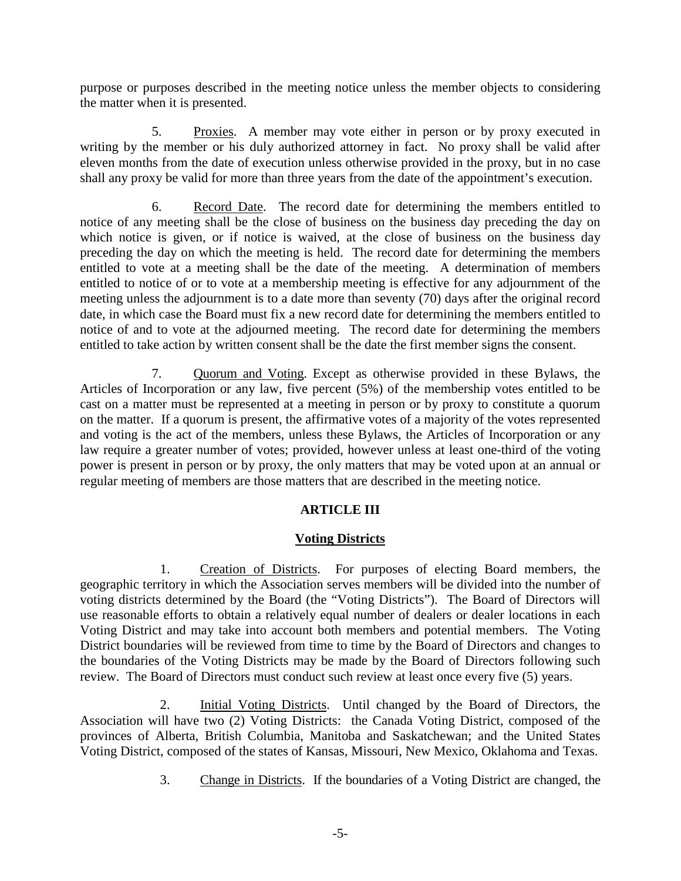purpose or purposes described in the meeting notice unless the member objects to considering the matter when it is presented.

5. Proxies. A member may vote either in person or by proxy executed in writing by the member or his duly authorized attorney in fact. No proxy shall be valid after eleven months from the date of execution unless otherwise provided in the proxy, but in no case shall any proxy be valid for more than three years from the date of the appointment's execution.

6. Record Date. The record date for determining the members entitled to notice of any meeting shall be the close of business on the business day preceding the day on which notice is given, or if notice is waived, at the close of business on the business day preceding the day on which the meeting is held. The record date for determining the members entitled to vote at a meeting shall be the date of the meeting. A determination of members entitled to notice of or to vote at a membership meeting is effective for any adjournment of the meeting unless the adjournment is to a date more than seventy (70) days after the original record date, in which case the Board must fix a new record date for determining the members entitled to notice of and to vote at the adjourned meeting. The record date for determining the members entitled to take action by written consent shall be the date the first member signs the consent.

7. Quorum and Voting. Except as otherwise provided in these Bylaws, the Articles of Incorporation or any law, five percent (5%) of the membership votes entitled to be cast on a matter must be represented at a meeting in person or by proxy to constitute a quorum on the matter. If a quorum is present, the affirmative votes of a majority of the votes represented and voting is the act of the members, unless these Bylaws, the Articles of Incorporation or any law require a greater number of votes; provided, however unless at least one-third of the voting power is present in person or by proxy, the only matters that may be voted upon at an annual or regular meeting of members are those matters that are described in the meeting notice.

## ARTICLE III

## Voting Districts

1. Creation of Districts. For purposes of electing Board members, the geographic territory in which the Association serves members will be divided into the number of voting districts determined by the Board (the "Voting Districts"). The Board of Directors will use reasonable efforts to obtain a relatively equal number of dealers or dealer locations in each Voting District and may take into account both members and potential members. The Voting District boundaries will be reviewed from time to time by the Board of Directors and changes to the boundaries of the Voting Districts may be made by the Board of Directors following such review. The Board of Directors must conduct such review at least once every five (5) years.

2. Initial Voting Districts. Until changed by the Board of Directors, the Association will have two (2) Voting Districts: the Canada Voting District, composed of the provinces of Alberta, British Columbia, Manitoba and Saskatchewan; and the United States Voting District, composed of the states of Kansas, Missouri, New Mexico, Oklahoma and Texas.

3. Change in Districts. If the boundaries of a Voting District are changed, the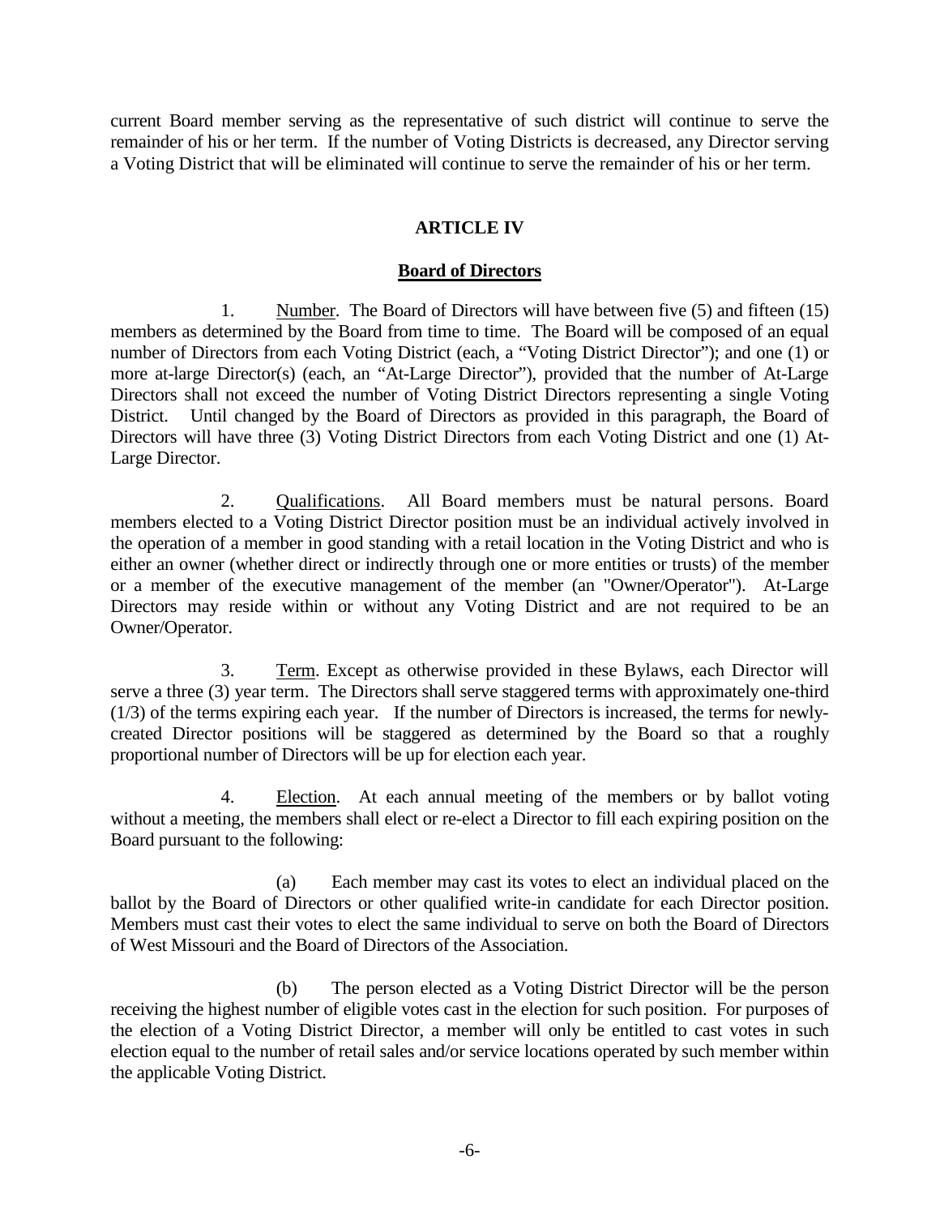current Board member serving as the representative of such district will continue to serve the remainder of his or her term. If the number of Voting Districts is decreased, any Director serving a Voting District that will be eliminated will continue to serve the remainder of his or her term.

## ARTICLE IV

## Board of Directors

1. Number. The Board of Directors will have between five (5) and fifteen (15) members as determined by the Board from time to time. The Board will be composed of an equal number of Directors from each Voting District (each, a "Voting District Director"); and one (1) or more at-large Director(s) (each, an "At-Large Director"), provided that the number of At-Large Directors shall not exceed the number of Voting District Directors representing a single Voting District. Until changed by the Board of Directors as provided in this paragraph, the Board of Directors will have three (3) Voting District Directors from each Voting District and one (1) At-Large Director.

2. Qualifications. All Board members must be natural persons. Board members elected to a Voting District Director position must be an individual actively involved in the operation of a member in good standing with a retail location in the Voting District and who is either an owner (whether direct or indirectly through one or more entities or trusts) of the member or a member of the executive management of the member (an "Owner/Operator"). At-Large Directors may reside within or without any Voting District and are not required to be an Owner/Operator.

3. Term. Except as otherwise provided in these Bylaws, each Director will serve a three (3) year term. The Directors shall serve staggered terms with approximately one-third (1/3) of the terms expiring each year. If the number of Directors is increased, the terms for newly-created Director positions will be staggered as determined by the Board so that a roughly proportional number of Directors will be up for election each year.

4. Election. At each annual meeting of the members or by ballot voting without a meeting, the members shall elect or re-elect a Director to fill each expiring position on the Board pursuant to the following:

(a) Each member may cast its votes to elect an individual placed on the ballot by the Board of Directors or other qualified write-in candidate for each Director position. Members must cast their votes to elect the same individual to serve on both the Board of Directors of West Missouri and the Board of Directors of the Association.

(b) The person elected as a Voting District Director will be the person receiving the highest number of eligible votes cast in the election for such position. For purposes of the election of a Voting District Director, a member will only be entitled to cast votes in such election equal to the number of retail sales and/or service locations operated by such member within the applicable Voting District.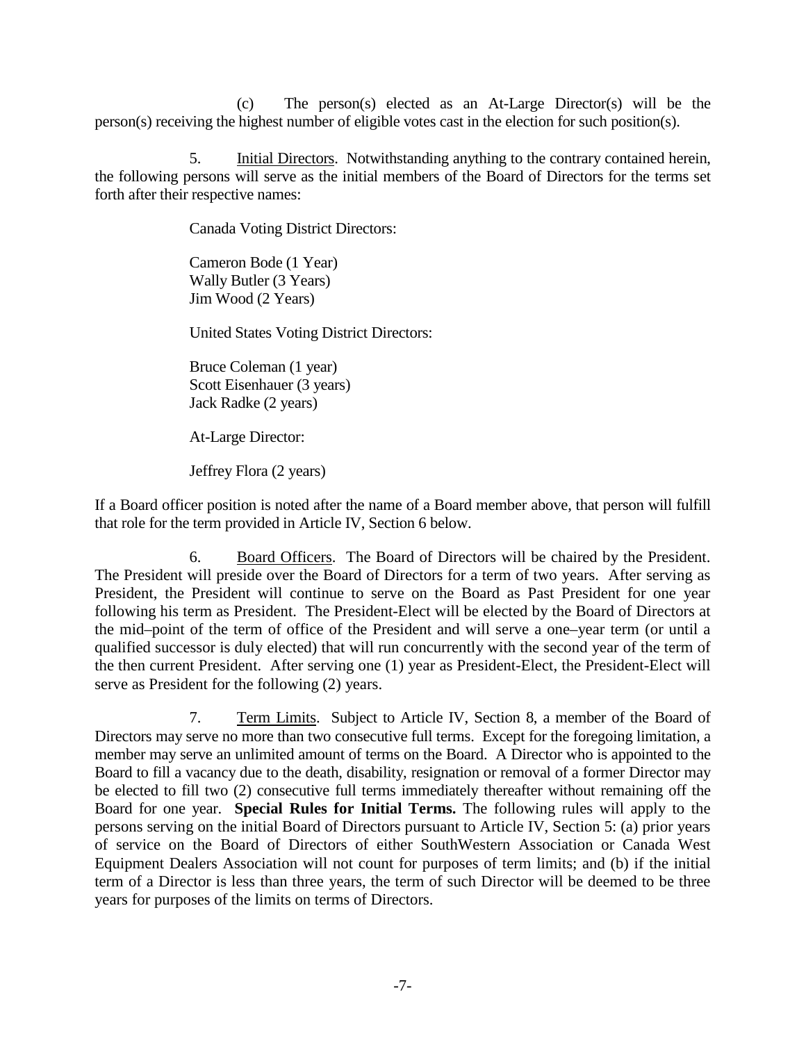(c) The person(s) elected as an At-Large Director(s) will be the person(s) receiving the highest number of eligible votes cast in the election for such position(s).

5. Initial Directors. Notwithstanding anything to the contrary contained herein, the following persons will serve as the initial members of the Board of Directors for the terms set forth after their respective names:

Canada Voting District Directors:

Cameron Bode (1 Year)
Wally Butler (3 Years)
Jim Wood (2 Years)

United States Voting District Directors:

Bruce Coleman (1 year)
Scott Eisenhauer (3 years)
Jack Radke (2 years)

At-Large Director:

Jeffrey Flora (2 years)

If a Board officer position is noted after the name of a Board member above, that person will fulfill that role for the term provided in Article IV, Section 6 below.

6. Board Officers. The Board of Directors will be chaired by the President. The President will preside over the Board of Directors for a term of two years. After serving as President, the President will continue to serve on the Board as Past President for one year following his term as President. The President-Elect will be elected by the Board of Directors at the mid–point of the term of office of the President and will serve a one–year term (or until a qualified successor is duly elected) that will run concurrently with the second year of the term of the then current President. After serving one (1) year as President-Elect, the President-Elect will serve as President for the following (2) years.

7. Term Limits. Subject to Article IV, Section 8, a member of the Board of Directors may serve no more than two consecutive full terms. Except for the foregoing limitation, a member may serve an unlimited amount of terms on the Board. A Director who is appointed to the Board to fill a vacancy due to the death, disability, resignation or removal of a former Director may be elected to fill two (2) consecutive full terms immediately thereafter without remaining off the Board for one year. **Special Rules for Initial Terms.** The following rules will apply to the persons serving on the initial Board of Directors pursuant to Article IV, Section 5: (a) prior years of service on the Board of Directors of either SouthWestern Association or Canada West Equipment Dealers Association will not count for purposes of term limits; and (b) if the initial term of a Director is less than three years, the term of such Director will be deemed to be three years for purposes of the limits on terms of Directors.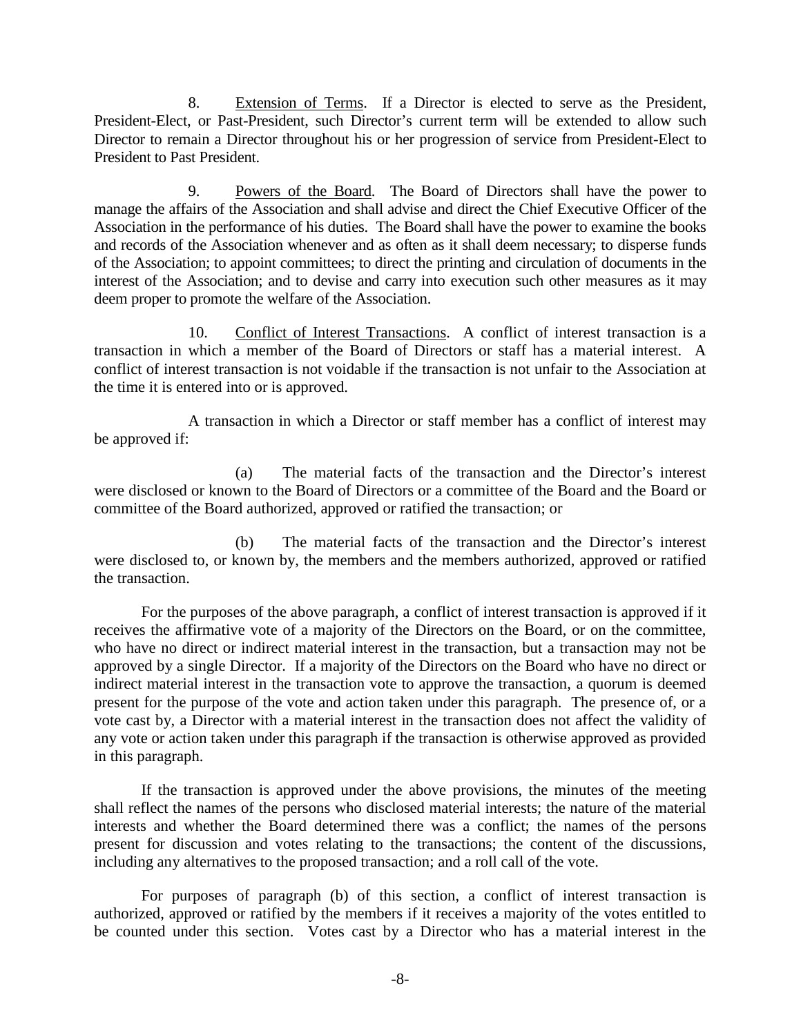8. Extension of Terms. If a Director is elected to serve as the President, President-Elect, or Past-President, such Director's current term will be extended to allow such Director to remain a Director throughout his or her progression of service from President-Elect to President to Past President.

9. Powers of the Board. The Board of Directors shall have the power to manage the affairs of the Association and shall advise and direct the Chief Executive Officer of the Association in the performance of his duties. The Board shall have the power to examine the books and records of the Association whenever and as often as it shall deem necessary; to disperse funds of the Association; to appoint committees; to direct the printing and circulation of documents in the interest of the Association; and to devise and carry into execution such other measures as it may deem proper to promote the welfare of the Association.

10. Conflict of Interest Transactions. A conflict of interest transaction is a transaction in which a member of the Board of Directors or staff has a material interest. A conflict of interest transaction is not voidable if the transaction is not unfair to the Association at the time it is entered into or is approved.

A transaction in which a Director or staff member has a conflict of interest may be approved if:

(a) The material facts of the transaction and the Director's interest were disclosed or known to the Board of Directors or a committee of the Board and the Board or committee of the Board authorized, approved or ratified the transaction; or

(b) The material facts of the transaction and the Director's interest were disclosed to, or known by, the members and the members authorized, approved or ratified the transaction.

For the purposes of the above paragraph, a conflict of interest transaction is approved if it receives the affirmative vote of a majority of the Directors on the Board, or on the committee, who have no direct or indirect material interest in the transaction, but a transaction may not be approved by a single Director. If a majority of the Directors on the Board who have no direct or indirect material interest in the transaction vote to approve the transaction, a quorum is deemed present for the purpose of the vote and action taken under this paragraph. The presence of, or a vote cast by, a Director with a material interest in the transaction does not affect the validity of any vote or action taken under this paragraph if the transaction is otherwise approved as provided in this paragraph.

If the transaction is approved under the above provisions, the minutes of the meeting shall reflect the names of the persons who disclosed material interests; the nature of the material interests and whether the Board determined there was a conflict; the names of the persons present for discussion and votes relating to the transactions; the content of the discussions, including any alternatives to the proposed transaction; and a roll call of the vote.

For purposes of paragraph (b) of this section, a conflict of interest transaction is authorized, approved or ratified by the members if it receives a majority of the votes entitled to be counted under this section. Votes cast by a Director who has a material interest in the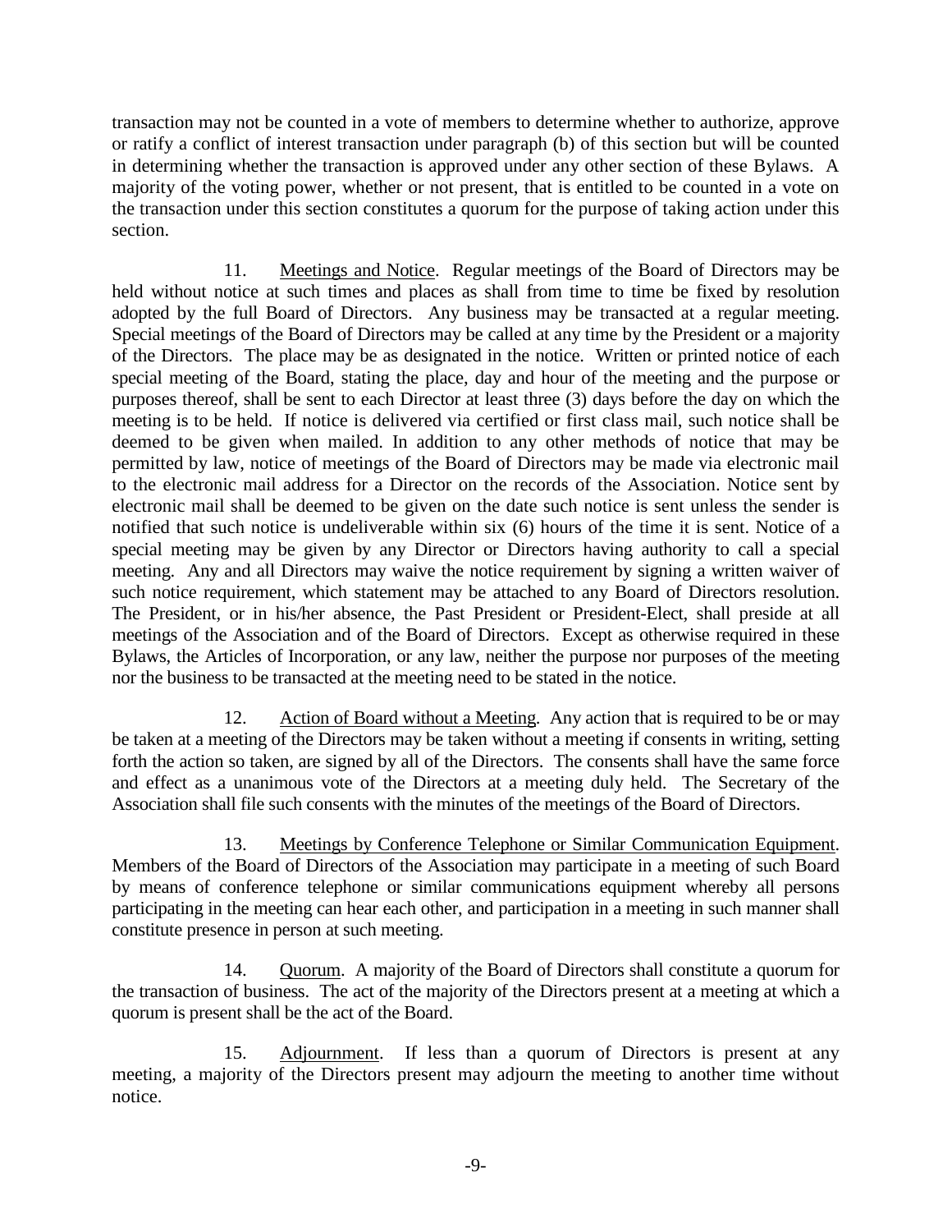transaction may not be counted in a vote of members to determine whether to authorize, approve or ratify a conflict of interest transaction under paragraph (b) of this section but will be counted in determining whether the transaction is approved under any other section of these Bylaws. A majority of the voting power, whether or not present, that is entitled to be counted in a vote on the transaction under this section constitutes a quorum for the purpose of taking action under this section.

11. Meetings and Notice. Regular meetings of the Board of Directors may be held without notice at such times and places as shall from time to time be fixed by resolution adopted by the full Board of Directors. Any business may be transacted at a regular meeting. Special meetings of the Board of Directors may be called at any time by the President or a majority of the Directors. The place may be as designated in the notice. Written or printed notice of each special meeting of the Board, stating the place, day and hour of the meeting and the purpose or purposes thereof, shall be sent to each Director at least three (3) days before the day on which the meeting is to be held. If notice is delivered via certified or first class mail, such notice shall be deemed to be given when mailed. In addition to any other methods of notice that may be permitted by law, notice of meetings of the Board of Directors may be made via electronic mail to the electronic mail address for a Director on the records of the Association. Notice sent by electronic mail shall be deemed to be given on the date such notice is sent unless the sender is notified that such notice is undeliverable within six (6) hours of the time it is sent. Notice of a special meeting may be given by any Director or Directors having authority to call a special meeting. Any and all Directors may waive the notice requirement by signing a written waiver of such notice requirement, which statement may be attached to any Board of Directors resolution. The President, or in his/her absence, the Past President or President-Elect, shall preside at all meetings of the Association and of the Board of Directors. Except as otherwise required in these Bylaws, the Articles of Incorporation, or any law, neither the purpose nor purposes of the meeting nor the business to be transacted at the meeting need to be stated in the notice.

12. Action of Board without a Meeting. Any action that is required to be or may be taken at a meeting of the Directors may be taken without a meeting if consents in writing, setting forth the action so taken, are signed by all of the Directors. The consents shall have the same force and effect as a unanimous vote of the Directors at a meeting duly held. The Secretary of the Association shall file such consents with the minutes of the meetings of the Board of Directors.

13. Meetings by Conference Telephone or Similar Communication Equipment. Members of the Board of Directors of the Association may participate in a meeting of such Board by means of conference telephone or similar communications equipment whereby all persons participating in the meeting can hear each other, and participation in a meeting in such manner shall constitute presence in person at such meeting.

14. Quorum. A majority of the Board of Directors shall constitute a quorum for the transaction of business. The act of the majority of the Directors present at a meeting at which a quorum is present shall be the act of the Board.

15. Adjournment. If less than a quorum of Directors is present at any meeting, a majority of the Directors present may adjourn the meeting to another time without notice.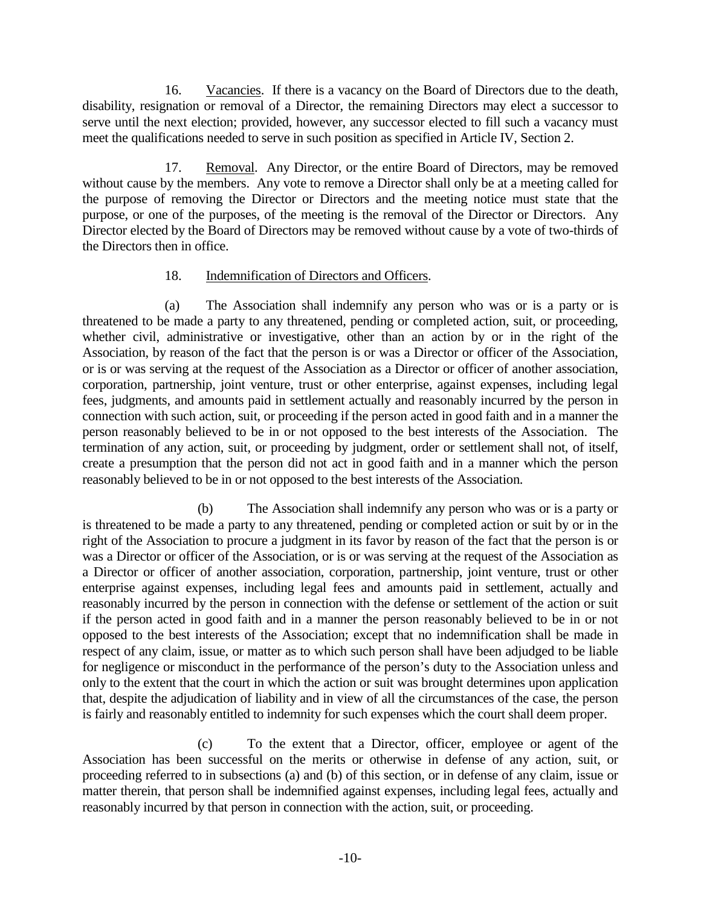16. Vacancies. If there is a vacancy on the Board of Directors due to the death, disability, resignation or removal of a Director, the remaining Directors may elect a successor to serve until the next election; provided, however, any successor elected to fill such a vacancy must meet the qualifications needed to serve in such position as specified in Article IV, Section 2.

17. Removal. Any Director, or the entire Board of Directors, may be removed without cause by the members. Any vote to remove a Director shall only be at a meeting called for the purpose of removing the Director or Directors and the meeting notice must state that the purpose, or one of the purposes, of the meeting is the removal of the Director or Directors. Any Director elected by the Board of Directors may be removed without cause by a vote of two-thirds of the Directors then in office.

18. Indemnification of Directors and Officers.

(a) The Association shall indemnify any person who was or is a party or is threatened to be made a party to any threatened, pending or completed action, suit, or proceeding, whether civil, administrative or investigative, other than an action by or in the right of the Association, by reason of the fact that the person is or was a Director or officer of the Association, or is or was serving at the request of the Association as a Director or officer of another association, corporation, partnership, joint venture, trust or other enterprise, against expenses, including legal fees, judgments, and amounts paid in settlement actually and reasonably incurred by the person in connection with such action, suit, or proceeding if the person acted in good faith and in a manner the person reasonably believed to be in or not opposed to the best interests of the Association. The termination of any action, suit, or proceeding by judgment, order or settlement shall not, of itself, create a presumption that the person did not act in good faith and in a manner which the person reasonably believed to be in or not opposed to the best interests of the Association.

(b) The Association shall indemnify any person who was or is a party or is threatened to be made a party to any threatened, pending or completed action or suit by or in the right of the Association to procure a judgment in its favor by reason of the fact that the person is or was a Director or officer of the Association, or is or was serving at the request of the Association as a Director or officer of another association, corporation, partnership, joint venture, trust or other enterprise against expenses, including legal fees and amounts paid in settlement, actually and reasonably incurred by the person in connection with the defense or settlement of the action or suit if the person acted in good faith and in a manner the person reasonably believed to be in or not opposed to the best interests of the Association; except that no indemnification shall be made in respect of any claim, issue, or matter as to which such person shall have been adjudged to be liable for negligence or misconduct in the performance of the person's duty to the Association unless and only to the extent that the court in which the action or suit was brought determines upon application that, despite the adjudication of liability and in view of all the circumstances of the case, the person is fairly and reasonably entitled to indemnity for such expenses which the court shall deem proper.

(c) To the extent that a Director, officer, employee or agent of the Association has been successful on the merits or otherwise in defense of any action, suit, or proceeding referred to in subsections (a) and (b) of this section, or in defense of any claim, issue or matter therein, that person shall be indemnified against expenses, including legal fees, actually and reasonably incurred by that person in connection with the action, suit, or proceeding.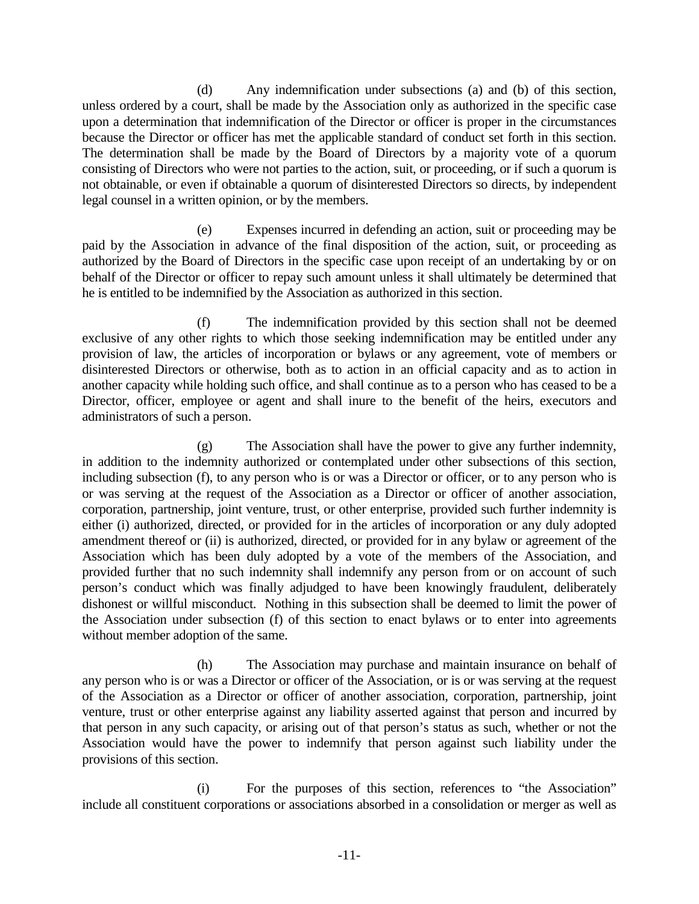(d) Any indemnification under subsections (a) and (b) of this section, unless ordered by a court, shall be made by the Association only as authorized in the specific case upon a determination that indemnification of the Director or officer is proper in the circumstances because the Director or officer has met the applicable standard of conduct set forth in this section. The determination shall be made by the Board of Directors by a majority vote of a quorum consisting of Directors who were not parties to the action, suit, or proceeding, or if such a quorum is not obtainable, or even if obtainable a quorum of disinterested Directors so directs, by independent legal counsel in a written opinion, or by the members.

(e) Expenses incurred in defending an action, suit or proceeding may be paid by the Association in advance of the final disposition of the action, suit, or proceeding as authorized by the Board of Directors in the specific case upon receipt of an undertaking by or on behalf of the Director or officer to repay such amount unless it shall ultimately be determined that he is entitled to be indemnified by the Association as authorized in this section.

(f) The indemnification provided by this section shall not be deemed exclusive of any other rights to which those seeking indemnification may be entitled under any provision of law, the articles of incorporation or bylaws or any agreement, vote of members or disinterested Directors or otherwise, both as to action in an official capacity and as to action in another capacity while holding such office, and shall continue as to a person who has ceased to be a Director, officer, employee or agent and shall inure to the benefit of the heirs, executors and administrators of such a person.

(g) The Association shall have the power to give any further indemnity, in addition to the indemnity authorized or contemplated under other subsections of this section, including subsection (f), to any person who is or was a Director or officer, or to any person who is or was serving at the request of the Association as a Director or officer of another association, corporation, partnership, joint venture, trust, or other enterprise, provided such further indemnity is either (i) authorized, directed, or provided for in the articles of incorporation or any duly adopted amendment thereof or (ii) is authorized, directed, or provided for in any bylaw or agreement of the Association which has been duly adopted by a vote of the members of the Association, and provided further that no such indemnity shall indemnify any person from or on account of such person's conduct which was finally adjudged to have been knowingly fraudulent, deliberately dishonest or willful misconduct. Nothing in this subsection shall be deemed to limit the power of the Association under subsection (f) of this section to enact bylaws or to enter into agreements without member adoption of the same.

(h) The Association may purchase and maintain insurance on behalf of any person who is or was a Director or officer of the Association, or is or was serving at the request of the Association as a Director or officer of another association, corporation, partnership, joint venture, trust or other enterprise against any liability asserted against that person and incurred by that person in any such capacity, or arising out of that person's status as such, whether or not the Association would have the power to indemnify that person against such liability under the provisions of this section.

(i) For the purposes of this section, references to "the Association" include all constituent corporations or associations absorbed in a consolidation or merger as well as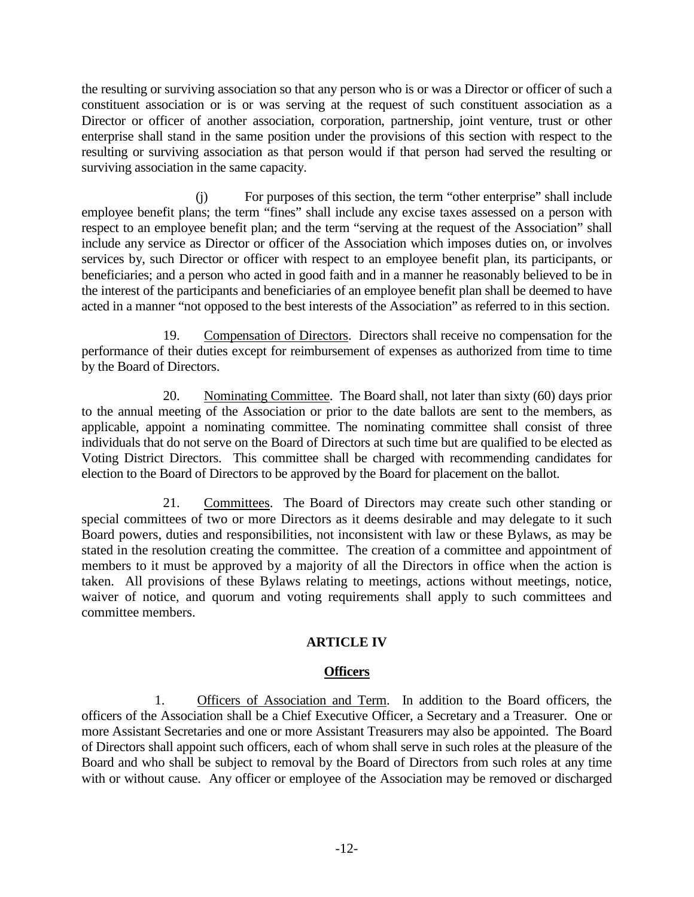the resulting or surviving association so that any person who is or was a Director or officer of such a constituent association or is or was serving at the request of such constituent association as a Director or officer of another association, corporation, partnership, joint venture, trust or other enterprise shall stand in the same position under the provisions of this section with respect to the resulting or surviving association as that person would if that person had served the resulting or surviving association in the same capacity.

(j) For purposes of this section, the term "other enterprise" shall include employee benefit plans; the term "fines" shall include any excise taxes assessed on a person with respect to an employee benefit plan; and the term "serving at the request of the Association" shall include any service as Director or officer of the Association which imposes duties on, or involves services by, such Director or officer with respect to an employee benefit plan, its participants, or beneficiaries; and a person who acted in good faith and in a manner he reasonably believed to be in the interest of the participants and beneficiaries of an employee benefit plan shall be deemed to have acted in a manner "not opposed to the best interests of the Association" as referred to in this section.

19. Compensation of Directors. Directors shall receive no compensation for the performance of their duties except for reimbursement of expenses as authorized from time to time by the Board of Directors.

20. Nominating Committee. The Board shall, not later than sixty (60) days prior to the annual meeting of the Association or prior to the date ballots are sent to the members, as applicable, appoint a nominating committee. The nominating committee shall consist of three individuals that do not serve on the Board of Directors at such time but are qualified to be elected as Voting District Directors. This committee shall be charged with recommending candidates for election to the Board of Directors to be approved by the Board for placement on the ballot.

21. Committees. The Board of Directors may create such other standing or special committees of two or more Directors as it deems desirable and may delegate to it such Board powers, duties and responsibilities, not inconsistent with law or these Bylaws, as may be stated in the resolution creating the committee. The creation of a committee and appointment of members to it must be approved by a majority of all the Directors in office when the action is taken. All provisions of these Bylaws relating to meetings, actions without meetings, notice, waiver of notice, and quorum and voting requirements shall apply to such committees and committee members.

## ARTICLE IV

## Officers

1. Officers of Association and Term. In addition to the Board officers, the officers of the Association shall be a Chief Executive Officer, a Secretary and a Treasurer. One or more Assistant Secretaries and one or more Assistant Treasurers may also be appointed. The Board of Directors shall appoint such officers, each of whom shall serve in such roles at the pleasure of the Board and who shall be subject to removal by the Board of Directors from such roles at any time with or without cause. Any officer or employee of the Association may be removed or discharged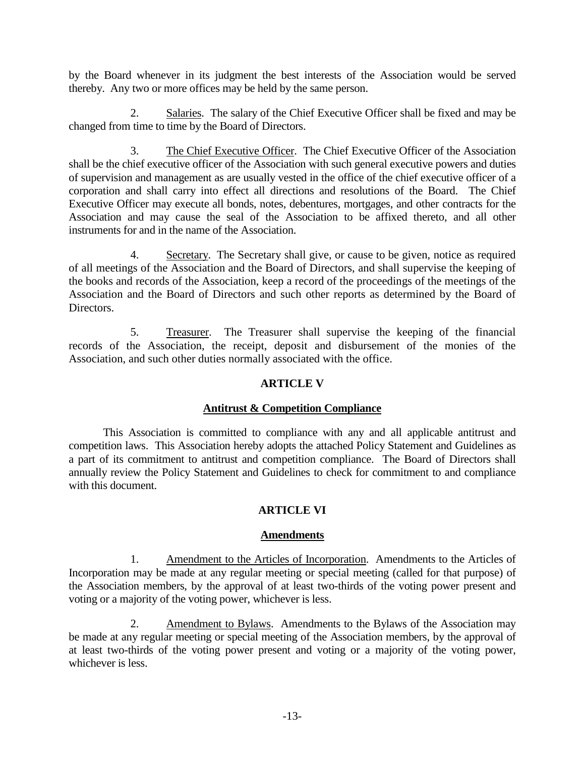by the Board whenever in its judgment the best interests of the Association would be served thereby. Any two or more offices may be held by the same person.

2. Salaries. The salary of the Chief Executive Officer shall be fixed and may be changed from time to time by the Board of Directors.

3. The Chief Executive Officer. The Chief Executive Officer of the Association shall be the chief executive officer of the Association with such general executive powers and duties of supervision and management as are usually vested in the office of the chief executive officer of a corporation and shall carry into effect all directions and resolutions of the Board. The Chief Executive Officer may execute all bonds, notes, debentures, mortgages, and other contracts for the Association and may cause the seal of the Association to be affixed thereto, and all other instruments for and in the name of the Association.

4. Secretary. The Secretary shall give, or cause to be given, notice as required of all meetings of the Association and the Board of Directors, and shall supervise the keeping of the books and records of the Association, keep a record of the proceedings of the meetings of the Association and the Board of Directors and such other reports as determined by the Board of Directors.

5. Treasurer. The Treasurer shall supervise the keeping of the financial records of the Association, the receipt, deposit and disbursement of the monies of the Association, and such other duties normally associated with the office.

## ARTICLE V

### Antitrust & Competition Compliance

This Association is committed to compliance with any and all applicable antitrust and competition laws. This Association hereby adopts the attached Policy Statement and Guidelines as a part of its commitment to antitrust and competition compliance. The Board of Directors shall annually review the Policy Statement and Guidelines to check for commitment to and compliance with this document.

## ARTICLE VI

### Amendments

1. Amendment to the Articles of Incorporation. Amendments to the Articles of Incorporation may be made at any regular meeting or special meeting (called for that purpose) of the Association members, by the approval of at least two-thirds of the voting power present and voting or a majority of the voting power, whichever is less.

2. Amendment to Bylaws. Amendments to the Bylaws of the Association may be made at any regular meeting or special meeting of the Association members, by the approval of at least two-thirds of the voting power present and voting or a majority of the voting power, whichever is less.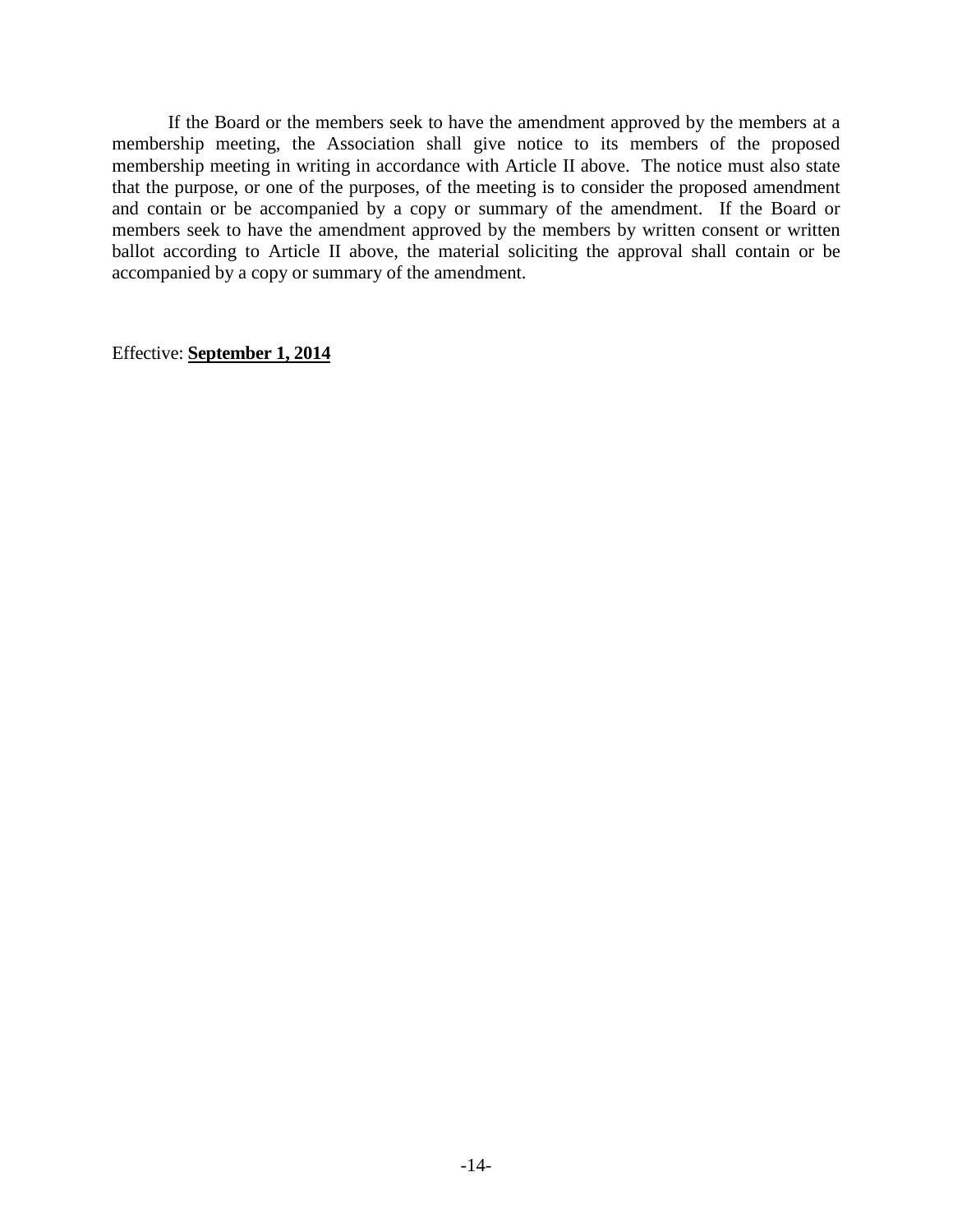If the Board or the members seek to have the amendment approved by the members at a membership meeting, the Association shall give notice to its members of the proposed membership meeting in writing in accordance with Article II above. The notice must also state that the purpose, or one of the purposes, of the meeting is to consider the proposed amendment and contain or be accompanied by a copy or summary of the amendment. If the Board or members seek to have the amendment approved by the members by written consent or written ballot according to Article II above, the material soliciting the approval shall contain or be accompanied by a copy or summary of the amendment.

Effective: **September 1, 2014**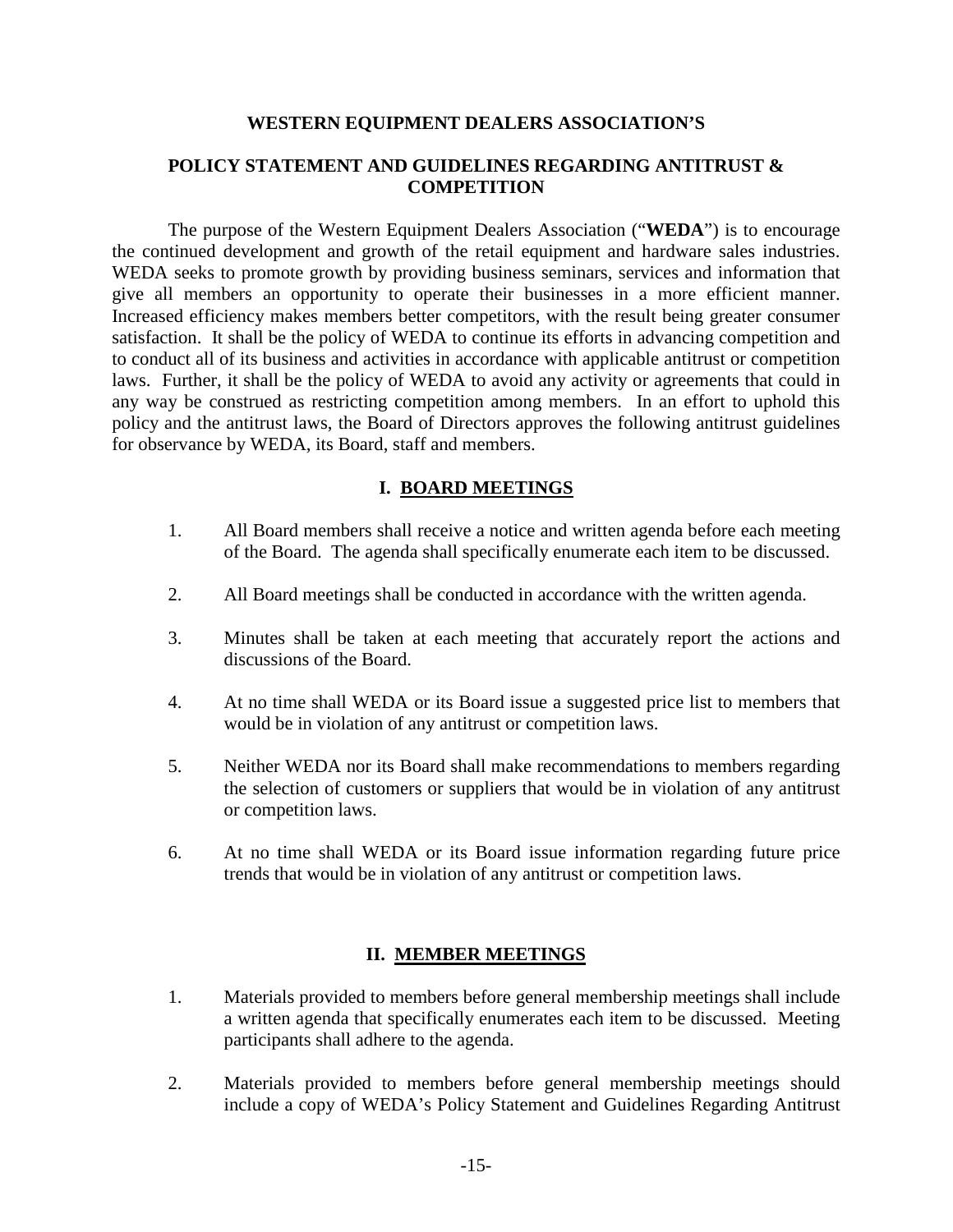**WESTERN EQUIPMENT DEALERS ASSOCIATION'S**

**POLICY STATEMENT AND GUIDELINES REGARDING ANTITRUST & COMPETITION**

The purpose of the Western Equipment Dealers Association ("**WEDA**") is to encourage the continued development and growth of the retail equipment and hardware sales industries. WEDA seeks to promote growth by providing business seminars, services and information that give all members an opportunity to operate their businesses in a more efficient manner. Increased efficiency makes members better competitors, with the result being greater consumer satisfaction. It shall be the policy of WEDA to continue its efforts in advancing competition and to conduct all of its business and activities in accordance with applicable antitrust or competition laws. Further, it shall be the policy of WEDA to avoid any activity or agreements that could in any way be construed as restricting competition among members. In an effort to uphold this policy and the antitrust laws, the Board of Directors approves the following antitrust guidelines for observance by WEDA, its Board, staff and members.

## I. BOARD MEETINGS

1. All Board members shall receive a notice and written agenda before each meeting of the Board. The agenda shall specifically enumerate each item to be discussed.

2. All Board meetings shall be conducted in accordance with the written agenda.

3. Minutes shall be taken at each meeting that accurately report the actions and discussions of the Board.

4. At no time shall WEDA or its Board issue a suggested price list to members that would be in violation of any antitrust or competition laws.

5. Neither WEDA nor its Board shall make recommendations to members regarding the selection of customers or suppliers that would be in violation of any antitrust or competition laws.

6. At no time shall WEDA or its Board issue information regarding future price trends that would be in violation of any antitrust or competition laws.

## II. MEMBER MEETINGS

1. Materials provided to members before general membership meetings shall include a written agenda that specifically enumerates each item to be discussed. Meeting participants shall adhere to the agenda.

2. Materials provided to members before general membership meetings should include a copy of WEDA's Policy Statement and Guidelines Regarding Antitrust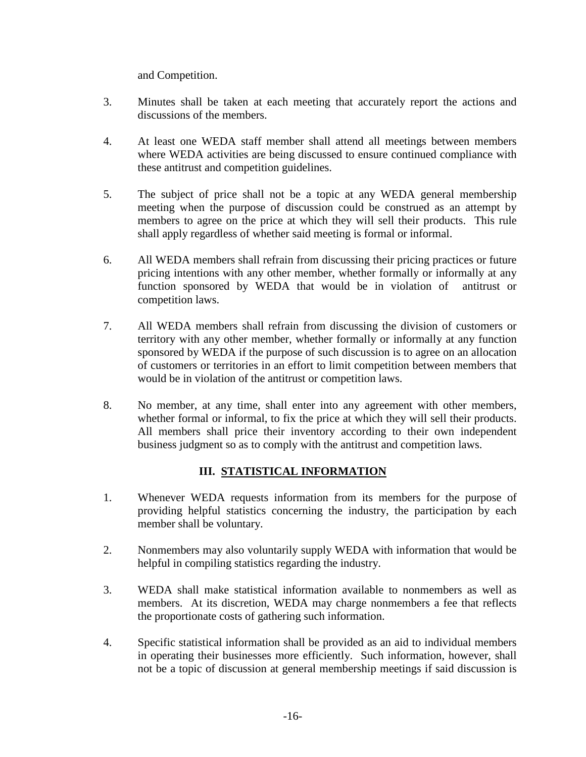and Competition.

3. Minutes shall be taken at each meeting that accurately report the actions and discussions of the members.

4. At least one WEDA staff member shall attend all meetings between members where WEDA activities are being discussed to ensure continued compliance with these antitrust and competition guidelines.

5. The subject of price shall not be a topic at any WEDA general membership meeting when the purpose of discussion could be construed as an attempt by members to agree on the price at which they will sell their products. This rule shall apply regardless of whether said meeting is formal or informal.

6. All WEDA members shall refrain from discussing their pricing practices or future pricing intentions with any other member, whether formally or informally at any function sponsored by WEDA that would be in violation of antitrust or competition laws.

7. All WEDA members shall refrain from discussing the division of customers or territory with any other member, whether formally or informally at any function sponsored by WEDA if the purpose of such discussion is to agree on an allocation of customers or territories in an effort to limit competition between members that would be in violation of the antitrust or competition laws.

8. No member, at any time, shall enter into any agreement with other members, whether formal or informal, to fix the price at which they will sell their products. All members shall price their inventory according to their own independent business judgment so as to comply with the antitrust and competition laws.

## III. STATISTICAL INFORMATION

1. Whenever WEDA requests information from its members for the purpose of providing helpful statistics concerning the industry, the participation by each member shall be voluntary.

2. Nonmembers may also voluntarily supply WEDA with information that would be helpful in compiling statistics regarding the industry.

3. WEDA shall make statistical information available to nonmembers as well as members. At its discretion, WEDA may charge nonmembers a fee that reflects the proportionate costs of gathering such information.

4. Specific statistical information shall be provided as an aid to individual members in operating their businesses more efficiently. Such information, however, shall not be a topic of discussion at general membership meetings if said discussion is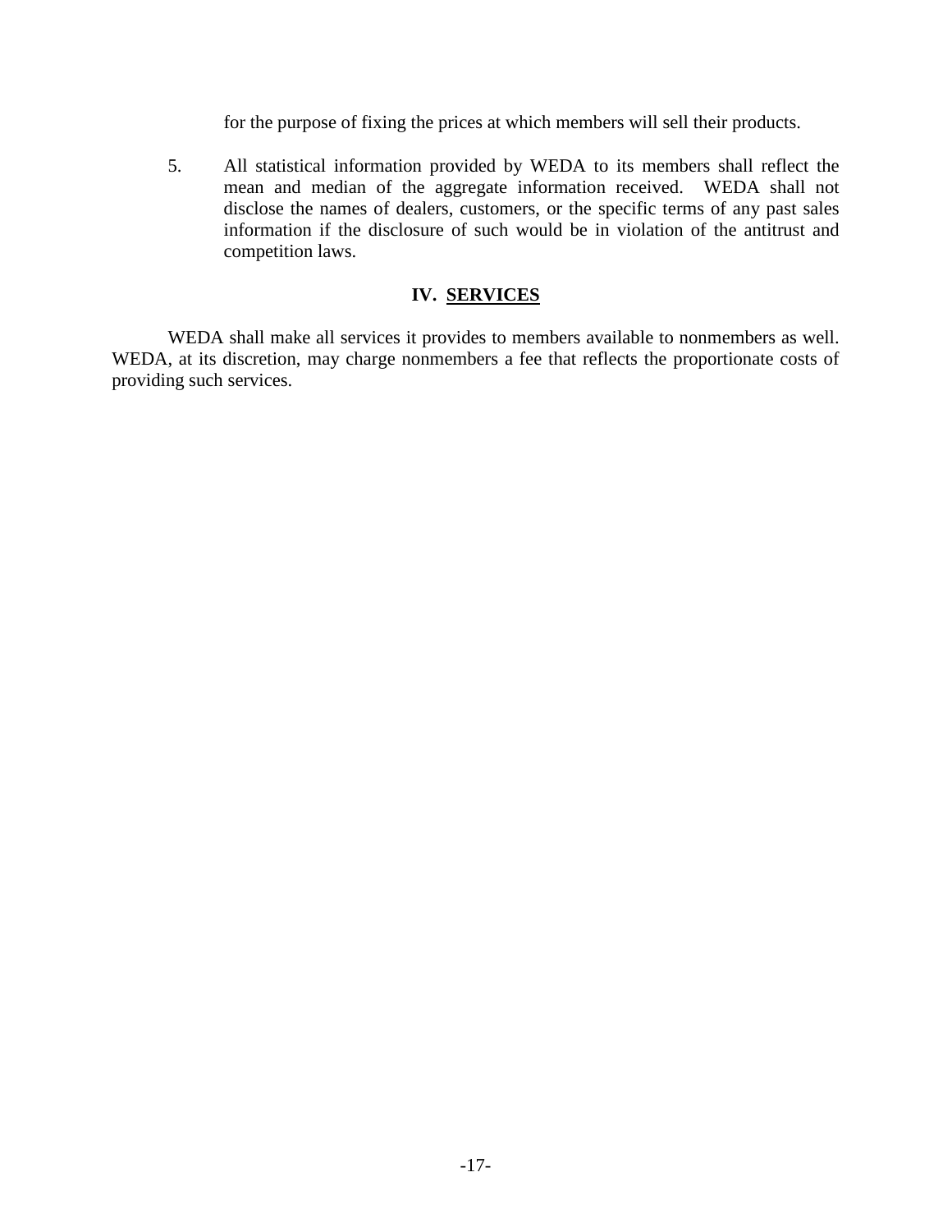for the purpose of fixing the prices at which members will sell their products.

5. All statistical information provided by WEDA to its members shall reflect the mean and median of the aggregate information received. WEDA shall not disclose the names of dealers, customers, or the specific terms of any past sales information if the disclosure of such would be in violation of the antitrust and competition laws.

## IV. SERVICES

WEDA shall make all services it provides to members available to nonmembers as well. WEDA, at its discretion, may charge nonmembers a fee that reflects the proportionate costs of providing such services.